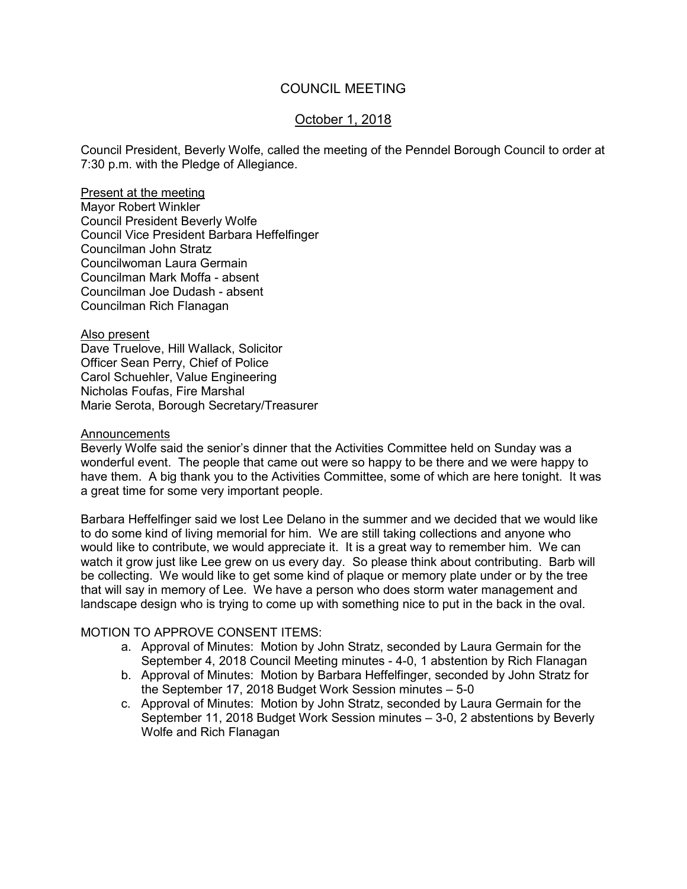# COUNCIL MEETING

## October 1, 2018

Council President, Beverly Wolfe, called the meeting of the Penndel Borough Council to order at 7:30 p.m. with the Pledge of Allegiance.

Present at the meeting
Mayor Robert Winkler
Council President Beverly Wolfe
Council Vice President Barbara Heffelfinger
Councilman John Stratz
Councilwoman Laura Germain
Councilman Mark Moffa - absent
Councilman Joe Dudash - absent
Councilman Rich Flanagan

Also present
Dave Truelove, Hill Wallack, Solicitor
Officer Sean Perry, Chief of Police
Carol Schuehler, Value Engineering
Nicholas Foufas, Fire Marshal
Marie Serota, Borough Secretary/Treasurer

Announcements
Beverly Wolfe said the senior's dinner that the Activities Committee held on Sunday was a wonderful event. The people that came out were so happy to be there and we were happy to have them. A big thank you to the Activities Committee, some of which are here tonight. It was a great time for some very important people.

Barbara Heffelfinger said we lost Lee Delano in the summer and we decided that we would like to do some kind of living memorial for him. We are still taking collections and anyone who would like to contribute, we would appreciate it. It is a great way to remember him. We can watch it grow just like Lee grew on us every day. So please think about contributing. Barb will be collecting. We would like to get some kind of plaque or memory plate under or by the tree that will say in memory of Lee. We have a person who does storm water management and landscape design who is trying to come up with something nice to put in the back in the oval.

MOTION TO APPROVE CONSENT ITEMS:

a. Approval of Minutes: Motion by John Stratz, seconded by Laura Germain for the September 4, 2018 Council Meeting minutes - 4-0, 1 abstention by Rich Flanagan
b. Approval of Minutes: Motion by Barbara Heffelfinger, seconded by John Stratz for the September 17, 2018 Budget Work Session minutes – 5-0
c. Approval of Minutes: Motion by John Stratz, seconded by Laura Germain for the September 11, 2018 Budget Work Session minutes – 3-0, 2 abstentions by Beverly Wolfe and Rich Flanagan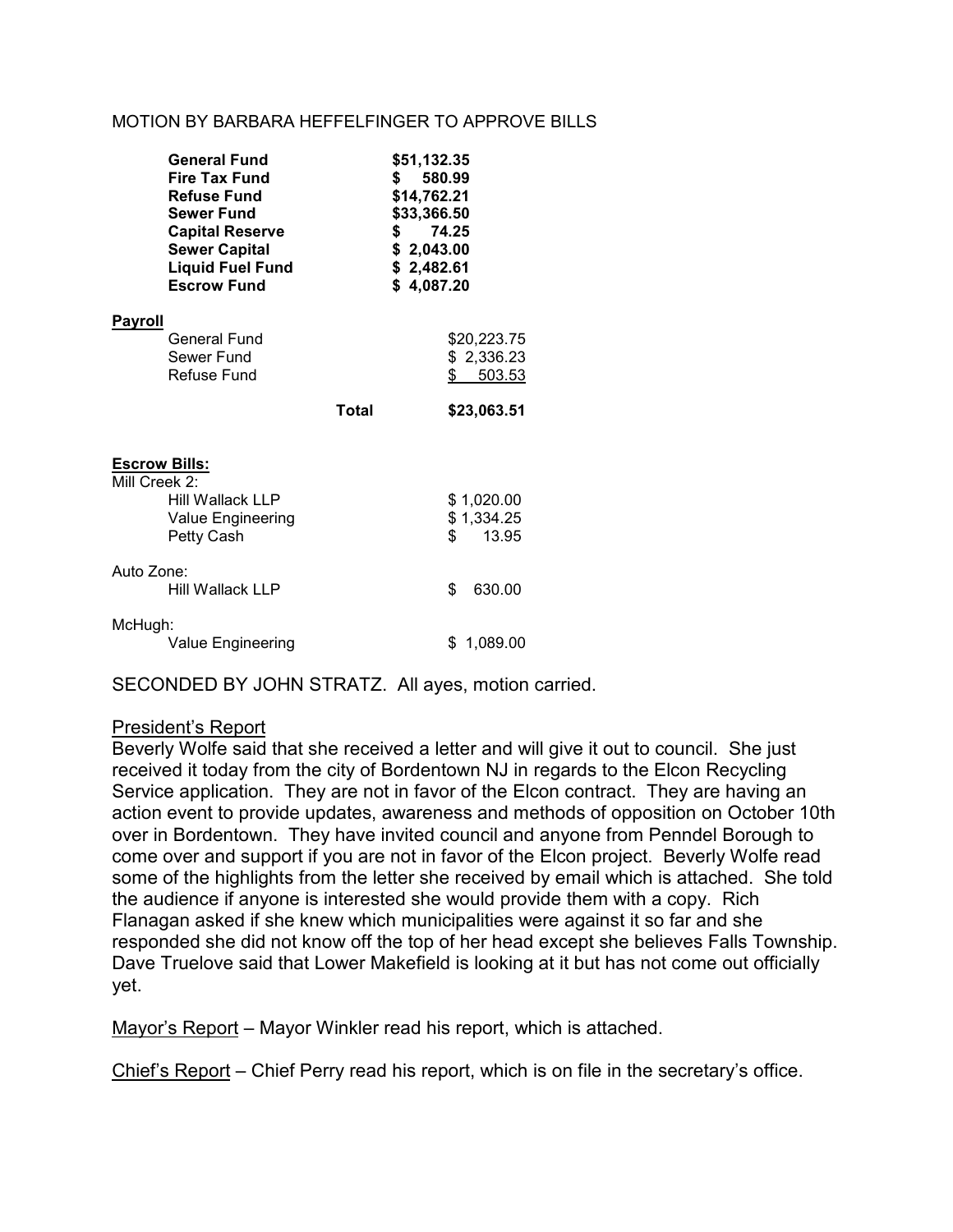MOTION BY BARBARA HEFFELFINGER TO APPROVE BILLS

| | |
|---|---|
| **General Fund** | **$51,132.35** |
| **Fire Tax Fund** | **$ 580.99** |
| **Refuse Fund** | **$14,762.21** |
| **Sewer Fund** | **$33,366.50** |
| **Capital Reserve** | **$ 74.25** |
| **Sewer Capital** | **$ 2,043.00** |
| **Liquid Fuel Fund** | **$ 2,482.61** |
| **Escrow Fund** | **$ 4,087.20** |

**Payroll**

| | | |
|---|---|---|
| General Fund | | $20,223.75 |
| Sewer Fund | | $ 2,336.23 |
| Refuse Fund | | $ 503.53 |
| | **Total** | **$23,063.51** |

**Escrow Bills:**

Mill Creek 2:

| | |
|---|---|
| Hill Wallack LLP | $ 1,020.00 |
| Value Engineering | $ 1,334.25 |
| Petty Cash | $ 13.95 |

Auto Zone:

| | |
|---|---|
| Hill Wallack LLP | $ 630.00 |

McHugh:

| | |
|---|---|
| Value Engineering | $ 1,089.00 |

SECONDED BY JOHN STRATZ. All ayes, motion carried.

President's Report

Beverly Wolfe said that she received a letter and will give it out to council. She just received it today from the city of Bordentown NJ in regards to the Elcon Recycling Service application. They are not in favor of the Elcon contract. They are having an action event to provide updates, awareness and methods of opposition on October 10th over in Bordentown. They have invited council and anyone from Penndel Borough to come over and support if you are not in favor of the Elcon project. Beverly Wolfe read some of the highlights from the letter she received by email which is attached. She told the audience if anyone is interested she would provide them with a copy. Rich Flanagan asked if she knew which municipalities were against it so far and she responded she did not know off the top of her head except she believes Falls Township. Dave Truelove said that Lower Makefield is looking at it but has not come out officially yet.

Mayor's Report – Mayor Winkler read his report, which is attached.

Chief's Report – Chief Perry read his report, which is on file in the secretary's office.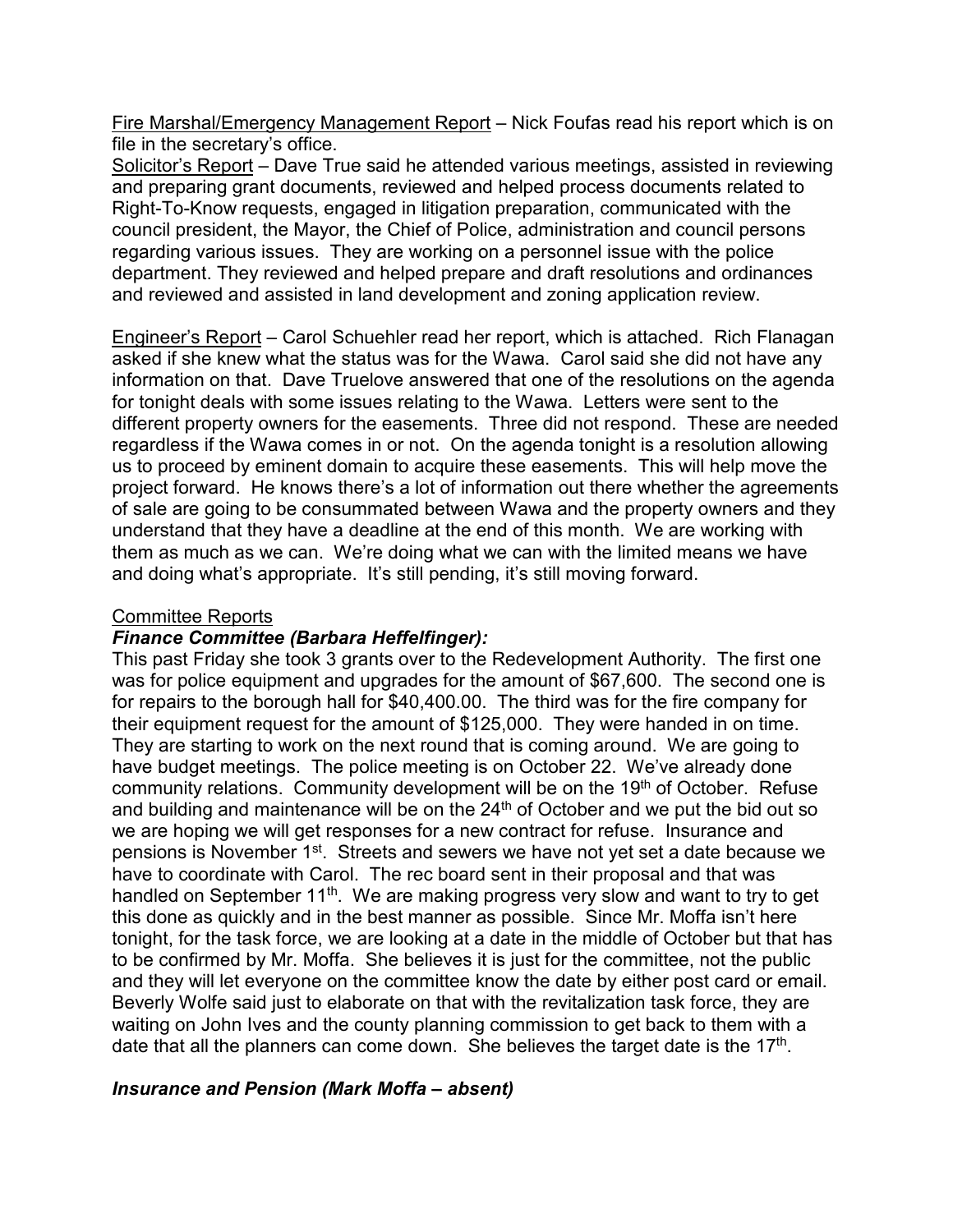Fire Marshal/Emergency Management Report – Nick Foufas read his report which is on file in the secretary's office.

Solicitor's Report – Dave True said he attended various meetings, assisted in reviewing and preparing grant documents, reviewed and helped process documents related to Right-To-Know requests, engaged in litigation preparation, communicated with the council president, the Mayor, the Chief of Police, administration and council persons regarding various issues. They are working on a personnel issue with the police department. They reviewed and helped prepare and draft resolutions and ordinances and reviewed and assisted in land development and zoning application review.

Engineer's Report – Carol Schuehler read her report, which is attached. Rich Flanagan asked if she knew what the status was for the Wawa. Carol said she did not have any information on that. Dave Truelove answered that one of the resolutions on the agenda for tonight deals with some issues relating to the Wawa. Letters were sent to the different property owners for the easements. Three did not respond. These are needed regardless if the Wawa comes in or not. On the agenda tonight is a resolution allowing us to proceed by eminent domain to acquire these easements. This will help move the project forward. He knows there's a lot of information out there whether the agreements of sale are going to be consummated between Wawa and the property owners and they understand that they have a deadline at the end of this month. We are working with them as much as we can. We're doing what we can with the limited means we have and doing what's appropriate. It's still pending, it's still moving forward.

Committee Reports

***Finance Committee (Barbara Heffelfinger):***

This past Friday she took 3 grants over to the Redevelopment Authority. The first one was for police equipment and upgrades for the amount of $67,600. The second one is for repairs to the borough hall for $40,400.00. The third was for the fire company for their equipment request for the amount of $125,000. They were handed in on time. They are starting to work on the next round that is coming around. We are going to have budget meetings. The police meeting is on October 22. We've already done community relations. Community development will be on the 19th of October. Refuse and building and maintenance will be on the 24th of October and we put the bid out so we are hoping we will get responses for a new contract for refuse. Insurance and pensions is November 1st. Streets and sewers we have not yet set a date because we have to coordinate with Carol. The rec board sent in their proposal and that was handled on September 11th. We are making progress very slow and want to try to get this done as quickly and in the best manner as possible. Since Mr. Moffa isn't here tonight, for the task force, we are looking at a date in the middle of October but that has to be confirmed by Mr. Moffa. She believes it is just for the committee, not the public and they will let everyone on the committee know the date by either post card or email. Beverly Wolfe said just to elaborate on that with the revitalization task force, they are waiting on John Ives and the county planning commission to get back to them with a date that all the planners can come down. She believes the target date is the 17th.

***Insurance and Pension (Mark Moffa – absent)***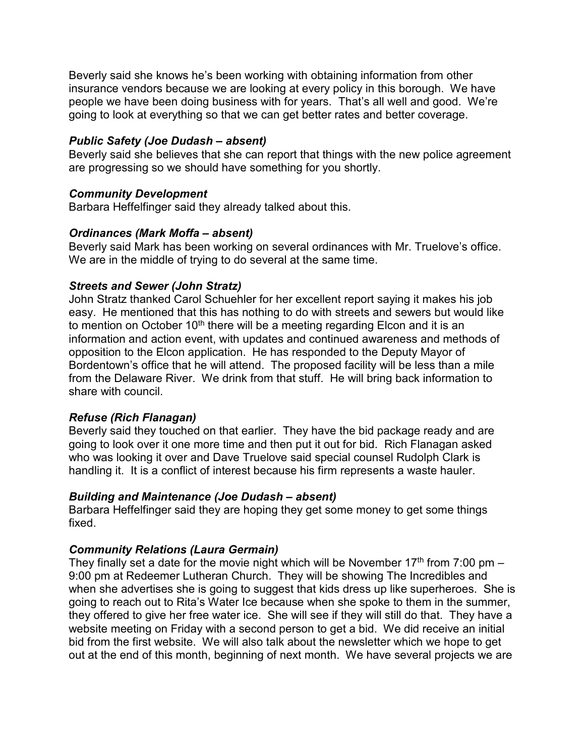Beverly said she knows he's been working with obtaining information from other insurance vendors because we are looking at every policy in this borough. We have people we have been doing business with for years. That's all well and good. We're going to look at everything so that we can get better rates and better coverage.

***Public Safety (Joe Dudash – absent)***
Beverly said she believes that she can report that things with the new police agreement are progressing so we should have something for you shortly.

***Community Development***
Barbara Heffelfinger said they already talked about this.

***Ordinances (Mark Moffa – absent)***
Beverly said Mark has been working on several ordinances with Mr. Truelove's office. We are in the middle of trying to do several at the same time.

***Streets and Sewer (John Stratz)***
John Stratz thanked Carol Schuehler for her excellent report saying it makes his job easy. He mentioned that this has nothing to do with streets and sewers but would like to mention on October 10th there will be a meeting regarding Elcon and it is an information and action event, with updates and continued awareness and methods of opposition to the Elcon application. He has responded to the Deputy Mayor of Bordentown's office that he will attend. The proposed facility will be less than a mile from the Delaware River. We drink from that stuff. He will bring back information to share with council.

***Refuse (Rich Flanagan)***
Beverly said they touched on that earlier. They have the bid package ready and are going to look over it one more time and then put it out for bid. Rich Flanagan asked who was looking it over and Dave Truelove said special counsel Rudolph Clark is handling it. It is a conflict of interest because his firm represents a waste hauler.

***Building and Maintenance (Joe Dudash – absent)***
Barbara Heffelfinger said they are hoping they get some money to get some things fixed.

***Community Relations (Laura Germain)***
They finally set a date for the movie night which will be November 17th from 7:00 pm – 9:00 pm at Redeemer Lutheran Church. They will be showing The Incredibles and when she advertises she is going to suggest that kids dress up like superheroes. She is going to reach out to Rita's Water Ice because when she spoke to them in the summer, they offered to give her free water ice. She will see if they will still do that. They have a website meeting on Friday with a second person to get a bid. We did receive an initial bid from the first website. We will also talk about the newsletter which we hope to get out at the end of this month, beginning of next month. We have several projects we are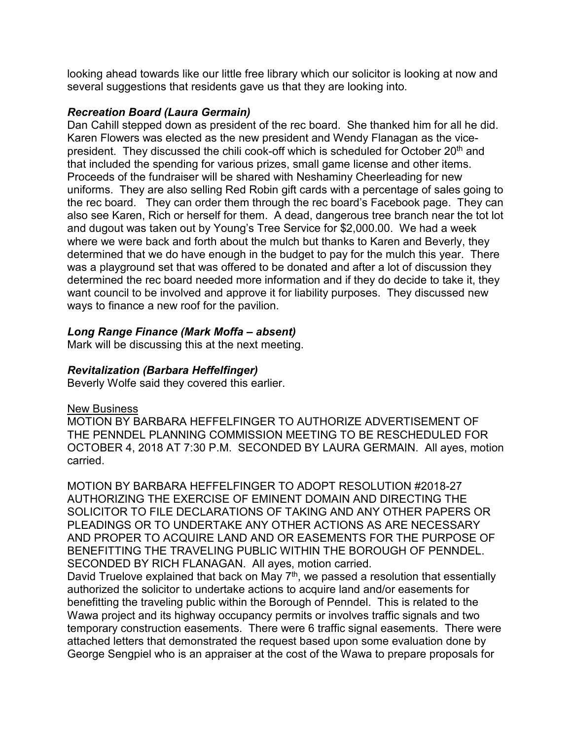looking ahead towards like our little free library which our solicitor is looking at now and several suggestions that residents gave us that they are looking into.

***Recreation Board (Laura Germain)***

Dan Cahill stepped down as president of the rec board. She thanked him for all he did. Karen Flowers was elected as the new president and Wendy Flanagan as the vice-president. They discussed the chili cook-off which is scheduled for October 20th and that included the spending for various prizes, small game license and other items. Proceeds of the fundraiser will be shared with Neshaminy Cheerleading for new uniforms. They are also selling Red Robin gift cards with a percentage of sales going to the rec board. They can order them through the rec board's Facebook page. They can also see Karen, Rich or herself for them. A dead, dangerous tree branch near the tot lot and dugout was taken out by Young's Tree Service for $2,000.00. We had a week where we were back and forth about the mulch but thanks to Karen and Beverly, they determined that we do have enough in the budget to pay for the mulch this year. There was a playground set that was offered to be donated and after a lot of discussion they determined the rec board needed more information and if they do decide to take it, they want council to be involved and approve it for liability purposes. They discussed new ways to finance a new roof for the pavilion.

***Long Range Finance (Mark Moffa – absent)***

Mark will be discussing this at the next meeting.

***Revitalization (Barbara Heffelfinger)***

Beverly Wolfe said they covered this earlier.

New Business

MOTION BY BARBARA HEFFELFINGER TO AUTHORIZE ADVERTISEMENT OF THE PENNDEL PLANNING COMMISSION MEETING TO BE RESCHEDULED FOR OCTOBER 4, 2018 AT 7:30 P.M. SECONDED BY LAURA GERMAIN. All ayes, motion carried.

MOTION BY BARBARA HEFFELFINGER TO ADOPT RESOLUTION #2018-27 AUTHORIZING THE EXERCISE OF EMINENT DOMAIN AND DIRECTING THE SOLICITOR TO FILE DECLARATIONS OF TAKING AND ANY OTHER PAPERS OR PLEADINGS OR TO UNDERTAKE ANY OTHER ACTIONS AS ARE NECESSARY AND PROPER TO ACQUIRE LAND AND OR EASEMENTS FOR THE PURPOSE OF BENEFITTING THE TRAVELING PUBLIC WITHIN THE BOROUGH OF PENNDEL. SECONDED BY RICH FLANAGAN. All ayes, motion carried.

David Truelove explained that back on May 7th, we passed a resolution that essentially authorized the solicitor to undertake actions to acquire land and/or easements for benefitting the traveling public within the Borough of Penndel. This is related to the Wawa project and its highway occupancy permits or involves traffic signals and two temporary construction easements. There were 6 traffic signal easements. There were attached letters that demonstrated the request based upon some evaluation done by George Sengpiel who is an appraiser at the cost of the Wawa to prepare proposals for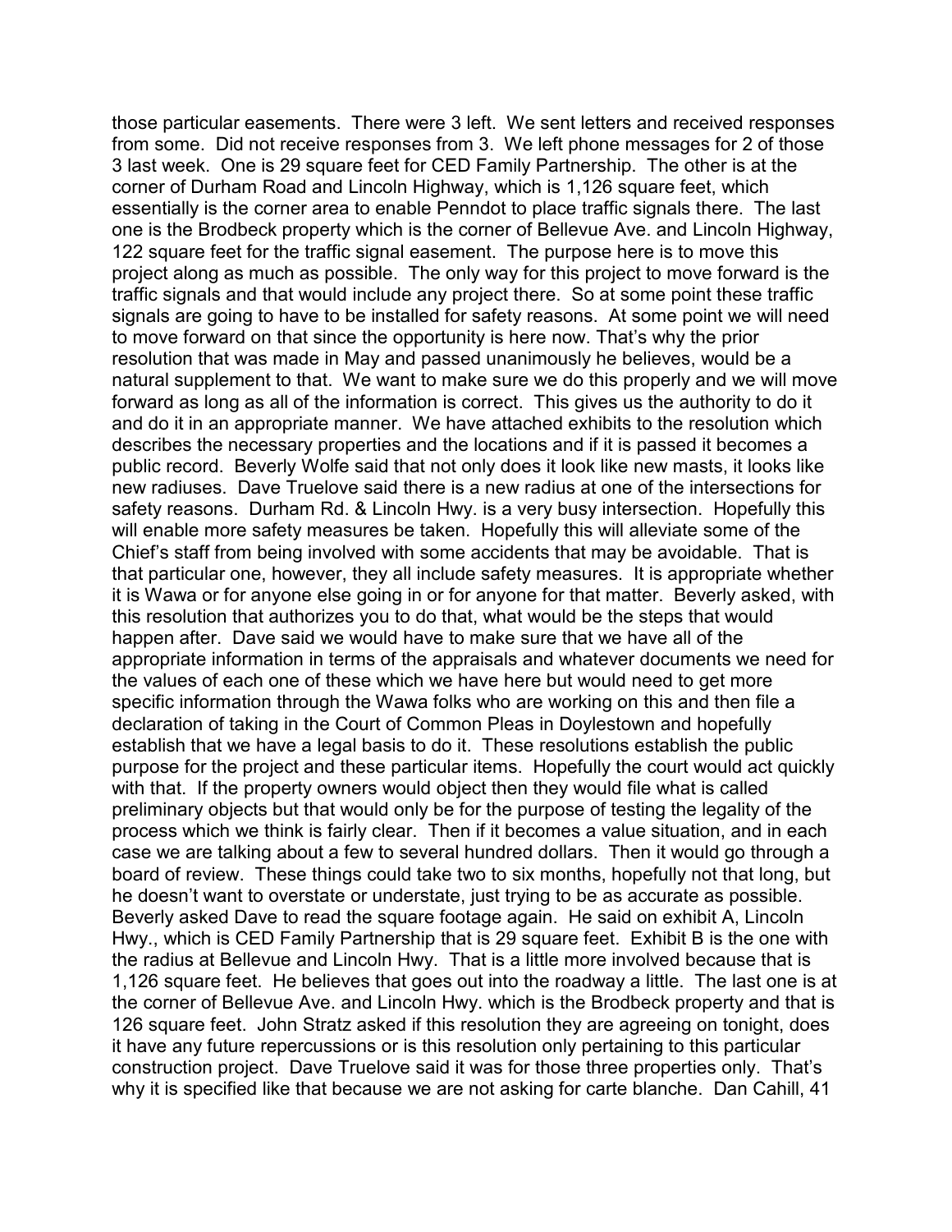those particular easements. There were 3 left. We sent letters and received responses from some. Did not receive responses from 3. We left phone messages for 2 of those 3 last week. One is 29 square feet for CED Family Partnership. The other is at the corner of Durham Road and Lincoln Highway, which is 1,126 square feet, which essentially is the corner area to enable Penndot to place traffic signals there. The last one is the Brodbeck property which is the corner of Bellevue Ave. and Lincoln Highway, 122 square feet for the traffic signal easement. The purpose here is to move this project along as much as possible. The only way for this project to move forward is the traffic signals and that would include any project there. So at some point these traffic signals are going to have to be installed for safety reasons. At some point we will need to move forward on that since the opportunity is here now. That's why the prior resolution that was made in May and passed unanimously he believes, would be a natural supplement to that. We want to make sure we do this properly and we will move forward as long as all of the information is correct. This gives us the authority to do it and do it in an appropriate manner. We have attached exhibits to the resolution which describes the necessary properties and the locations and if it is passed it becomes a public record. Beverly Wolfe said that not only does it look like new masts, it looks like new radiuses. Dave Truelove said there is a new radius at one of the intersections for safety reasons. Durham Rd. & Lincoln Hwy. is a very busy intersection. Hopefully this will enable more safety measures be taken. Hopefully this will alleviate some of the Chief's staff from being involved with some accidents that may be avoidable. That is that particular one, however, they all include safety measures. It is appropriate whether it is Wawa or for anyone else going in or for anyone for that matter. Beverly asked, with this resolution that authorizes you to do that, what would be the steps that would happen after. Dave said we would have to make sure that we have all of the appropriate information in terms of the appraisals and whatever documents we need for the values of each one of these which we have here but would need to get more specific information through the Wawa folks who are working on this and then file a declaration of taking in the Court of Common Pleas in Doylestown and hopefully establish that we have a legal basis to do it. These resolutions establish the public purpose for the project and these particular items. Hopefully the court would act quickly with that. If the property owners would object then they would file what is called preliminary objects but that would only be for the purpose of testing the legality of the process which we think is fairly clear. Then if it becomes a value situation, and in each case we are talking about a few to several hundred dollars. Then it would go through a board of review. These things could take two to six months, hopefully not that long, but he doesn't want to overstate or understate, just trying to be as accurate as possible. Beverly asked Dave to read the square footage again. He said on exhibit A, Lincoln Hwy., which is CED Family Partnership that is 29 square feet. Exhibit B is the one with the radius at Bellevue and Lincoln Hwy. That is a little more involved because that is 1,126 square feet. He believes that goes out into the roadway a little. The last one is at the corner of Bellevue Ave. and Lincoln Hwy. which is the Brodbeck property and that is 126 square feet. John Stratz asked if this resolution they are agreeing on tonight, does it have any future repercussions or is this resolution only pertaining to this particular construction project. Dave Truelove said it was for those three properties only. That's why it is specified like that because we are not asking for carte blanche. Dan Cahill, 41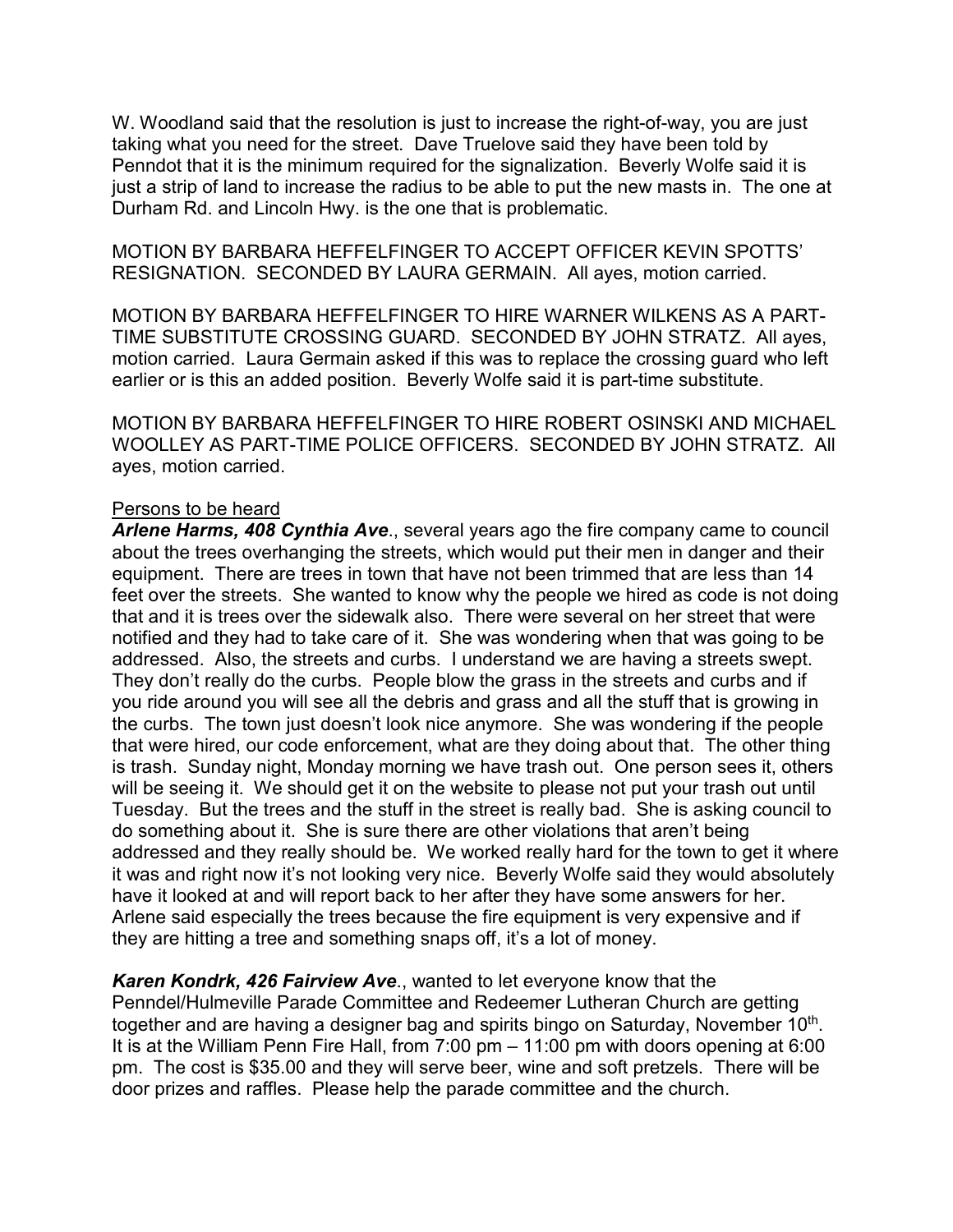W. Woodland said that the resolution is just to increase the right-of-way, you are just taking what you need for the street. Dave Truelove said they have been told by Penndot that it is the minimum required for the signalization. Beverly Wolfe said it is just a strip of land to increase the radius to be able to put the new masts in. The one at Durham Rd. and Lincoln Hwy. is the one that is problematic.

MOTION BY BARBARA HEFFELFINGER TO ACCEPT OFFICER KEVIN SPOTTS' RESIGNATION. SECONDED BY LAURA GERMAIN. All ayes, motion carried.

MOTION BY BARBARA HEFFELFINGER TO HIRE WARNER WILKENS AS A PART-TIME SUBSTITUTE CROSSING GUARD. SECONDED BY JOHN STRATZ. All ayes, motion carried. Laura Germain asked if this was to replace the crossing guard who left earlier or is this an added position. Beverly Wolfe said it is part-time substitute.

MOTION BY BARBARA HEFFELFINGER TO HIRE ROBERT OSINSKI AND MICHAEL WOOLLEY AS PART-TIME POLICE OFFICERS. SECONDED BY JOHN STRATZ. All ayes, motion carried.

<u>Persons to be heard</u>

***Arlene Harms, 408 Cynthia Ave***., several years ago the fire company came to council about the trees overhanging the streets, which would put their men in danger and their equipment. There are trees in town that have not been trimmed that are less than 14 feet over the streets. She wanted to know why the people we hired as code is not doing that and it is trees over the sidewalk also. There were several on her street that were notified and they had to take care of it. She was wondering when that was going to be addressed. Also, the streets and curbs. I understand we are having a streets swept. They don't really do the curbs. People blow the grass in the streets and curbs and if you ride around you will see all the debris and grass and all the stuff that is growing in the curbs. The town just doesn't look nice anymore. She was wondering if the people that were hired, our code enforcement, what are they doing about that. The other thing is trash. Sunday night, Monday morning we have trash out. One person sees it, others will be seeing it. We should get it on the website to please not put your trash out until Tuesday. But the trees and the stuff in the street is really bad. She is asking council to do something about it. She is sure there are other violations that aren't being addressed and they really should be. We worked really hard for the town to get it where it was and right now it's not looking very nice. Beverly Wolfe said they would absolutely have it looked at and will report back to her after they have some answers for her. Arlene said especially the trees because the fire equipment is very expensive and if they are hitting a tree and something snaps off, it's a lot of money.

***Karen Kondrk, 426 Fairview Ave***., wanted to let everyone know that the Penndel/Hulmeville Parade Committee and Redeemer Lutheran Church are getting together and are having a designer bag and spirits bingo on Saturday, November 10th. It is at the William Penn Fire Hall, from 7:00 pm – 11:00 pm with doors opening at 6:00 pm. The cost is $35.00 and they will serve beer, wine and soft pretzels. There will be door prizes and raffles. Please help the parade committee and the church.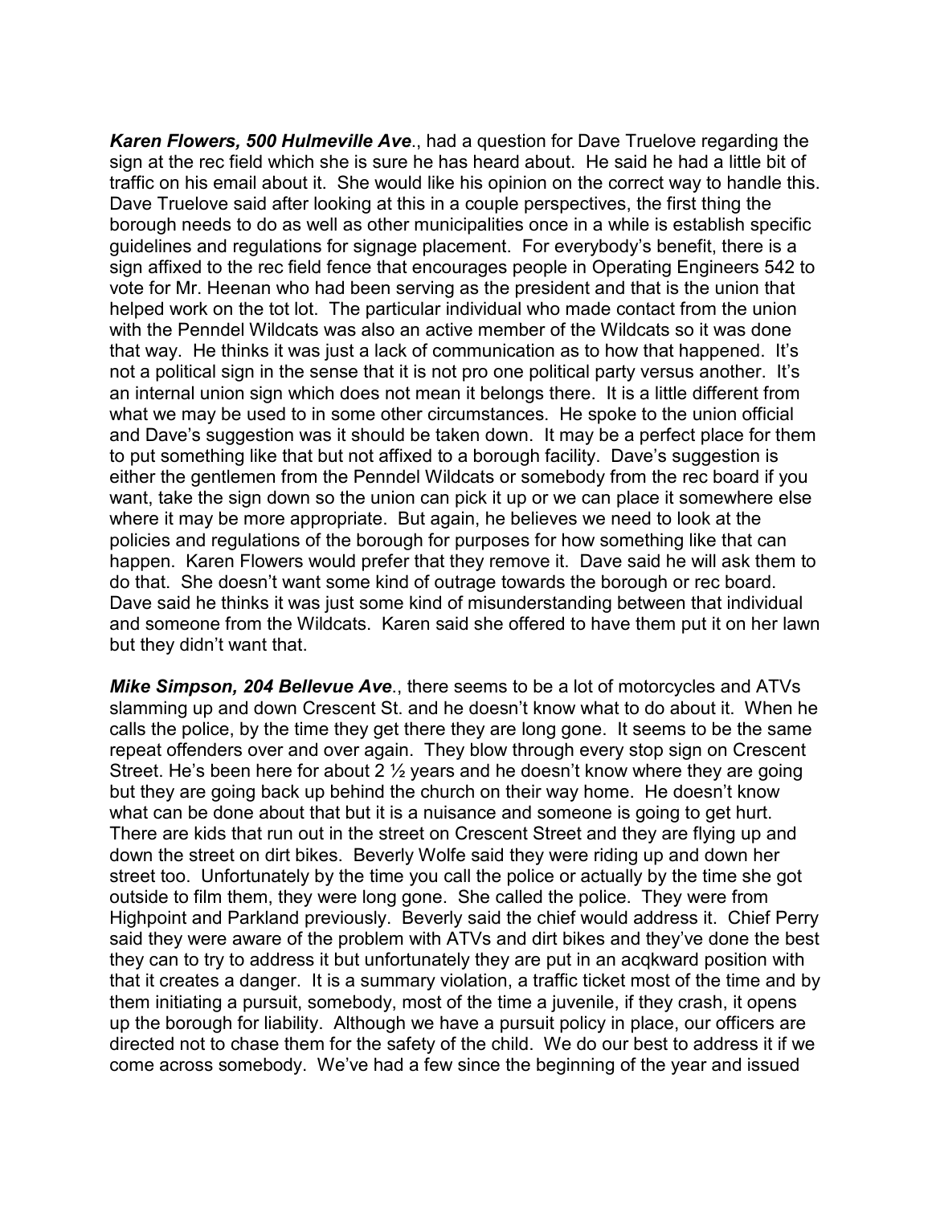***Karen Flowers, 500 Hulmeville Ave***., had a question for Dave Truelove regarding the sign at the rec field which she is sure he has heard about. He said he had a little bit of traffic on his email about it. She would like his opinion on the correct way to handle this. Dave Truelove said after looking at this in a couple perspectives, the first thing the borough needs to do as well as other municipalities once in a while is establish specific guidelines and regulations for signage placement. For everybody's benefit, there is a sign affixed to the rec field fence that encourages people in Operating Engineers 542 to vote for Mr. Heenan who had been serving as the president and that is the union that helped work on the tot lot. The particular individual who made contact from the union with the Penndel Wildcats was also an active member of the Wildcats so it was done that way. He thinks it was just a lack of communication as to how that happened. It's not a political sign in the sense that it is not pro one political party versus another. It's an internal union sign which does not mean it belongs there. It is a little different from what we may be used to in some other circumstances. He spoke to the union official and Dave's suggestion was it should be taken down. It may be a perfect place for them to put something like that but not affixed to a borough facility. Dave's suggestion is either the gentlemen from the Penndel Wildcats or somebody from the rec board if you want, take the sign down so the union can pick it up or we can place it somewhere else where it may be more appropriate. But again, he believes we need to look at the policies and regulations of the borough for purposes for how something like that can happen. Karen Flowers would prefer that they remove it. Dave said he will ask them to do that. She doesn't want some kind of outrage towards the borough or rec board. Dave said he thinks it was just some kind of misunderstanding between that individual and someone from the Wildcats. Karen said she offered to have them put it on her lawn but they didn't want that.

***Mike Simpson, 204 Bellevue Ave***., there seems to be a lot of motorcycles and ATVs slamming up and down Crescent St. and he doesn't know what to do about it. When he calls the police, by the time they get there they are long gone. It seems to be the same repeat offenders over and over again. They blow through every stop sign on Crescent Street. He's been here for about 2 ½ years and he doesn't know where they are going but they are going back up behind the church on their way home. He doesn't know what can be done about that but it is a nuisance and someone is going to get hurt. There are kids that run out in the street on Crescent Street and they are flying up and down the street on dirt bikes. Beverly Wolfe said they were riding up and down her street too. Unfortunately by the time you call the police or actually by the time she got outside to film them, they were long gone. She called the police. They were from Highpoint and Parkland previously. Beverly said the chief would address it. Chief Perry said they were aware of the problem with ATVs and dirt bikes and they've done the best they can to try to address it but unfortunately they are put in an acqkward position with that it creates a danger. It is a summary violation, a traffic ticket most of the time and by them initiating a pursuit, somebody, most of the time a juvenile, if they crash, it opens up the borough for liability. Although we have a pursuit policy in place, our officers are directed not to chase them for the safety of the child. We do our best to address it if we come across somebody. We've had a few since the beginning of the year and issued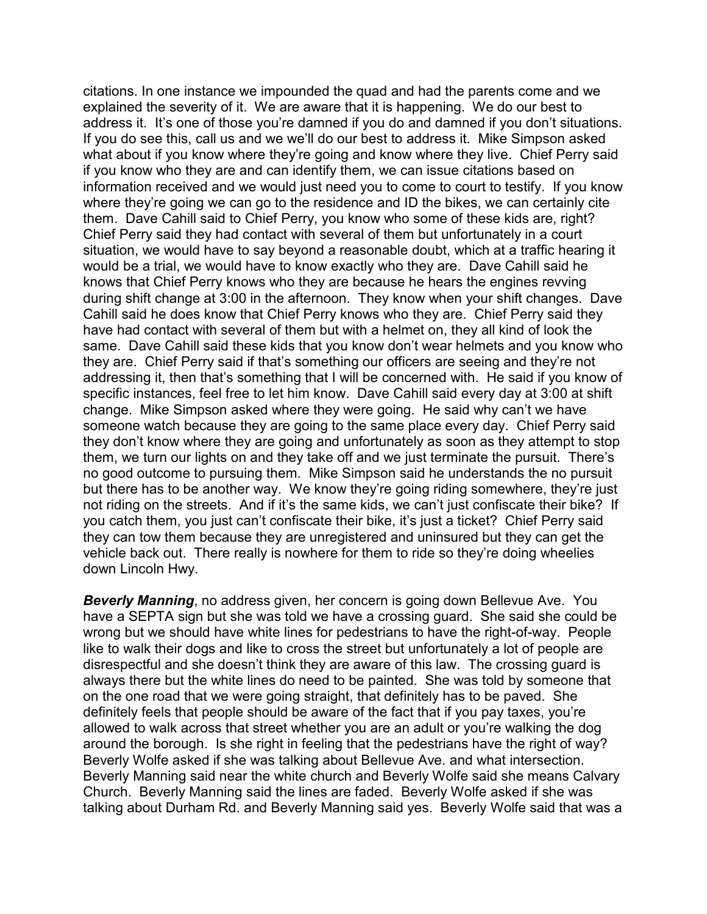citations. In one instance we impounded the quad and had the parents come and we explained the severity of it. We are aware that it is happening. We do our best to address it. It's one of those you're damned if you do and damned if you don't situations. If you do see this, call us and we we'll do our best to address it. Mike Simpson asked what about if you know where they're going and know where they live. Chief Perry said if you know who they are and can identify them, we can issue citations based on information received and we would just need you to come to court to testify. If you know where they're going we can go to the residence and ID the bikes, we can certainly cite them. Dave Cahill said to Chief Perry, you know who some of these kids are, right? Chief Perry said they had contact with several of them but unfortunately in a court situation, we would have to say beyond a reasonable doubt, which at a traffic hearing it would be a trial, we would have to know exactly who they are. Dave Cahill said he knows that Chief Perry knows who they are because he hears the engines revving during shift change at 3:00 in the afternoon. They know when your shift changes. Dave Cahill said he does know that Chief Perry knows who they are. Chief Perry said they have had contact with several of them but with a helmet on, they all kind of look the same. Dave Cahill said these kids that you know don't wear helmets and you know who they are. Chief Perry said if that's something our officers are seeing and they're not addressing it, then that's something that I will be concerned with. He said if you know of specific instances, feel free to let him know. Dave Cahill said every day at 3:00 at shift change. Mike Simpson asked where they were going. He said why can't we have someone watch because they are going to the same place every day. Chief Perry said they don't know where they are going and unfortunately as soon as they attempt to stop them, we turn our lights on and they take off and we just terminate the pursuit. There's no good outcome to pursuing them. Mike Simpson said he understands the no pursuit but there has to be another way. We know they're going riding somewhere, they're just not riding on the streets. And if it's the same kids, we can't just confiscate their bike? If you catch them, you just can't confiscate their bike, it's just a ticket? Chief Perry said they can tow them because they are unregistered and uninsured but they can get the vehicle back out. There really is nowhere for them to ride so they're doing wheelies down Lincoln Hwy.

***Beverly Manning***, no address given, her concern is going down Bellevue Ave. You have a SEPTA sign but she was told we have a crossing guard. She said she could be wrong but we should have white lines for pedestrians to have the right-of-way. People like to walk their dogs and like to cross the street but unfortunately a lot of people are disrespectful and she doesn't think they are aware of this law. The crossing guard is always there but the white lines do need to be painted. She was told by someone that on the one road that we were going straight, that definitely has to be paved. She definitely feels that people should be aware of the fact that if you pay taxes, you're allowed to walk across that street whether you are an adult or you're walking the dog around the borough. Is she right in feeling that the pedestrians have the right of way? Beverly Wolfe asked if she was talking about Bellevue Ave. and what intersection. Beverly Manning said near the white church and Beverly Wolfe said she means Calvary Church. Beverly Manning said the lines are faded. Beverly Wolfe asked if she was talking about Durham Rd. and Beverly Manning said yes. Beverly Wolfe said that was a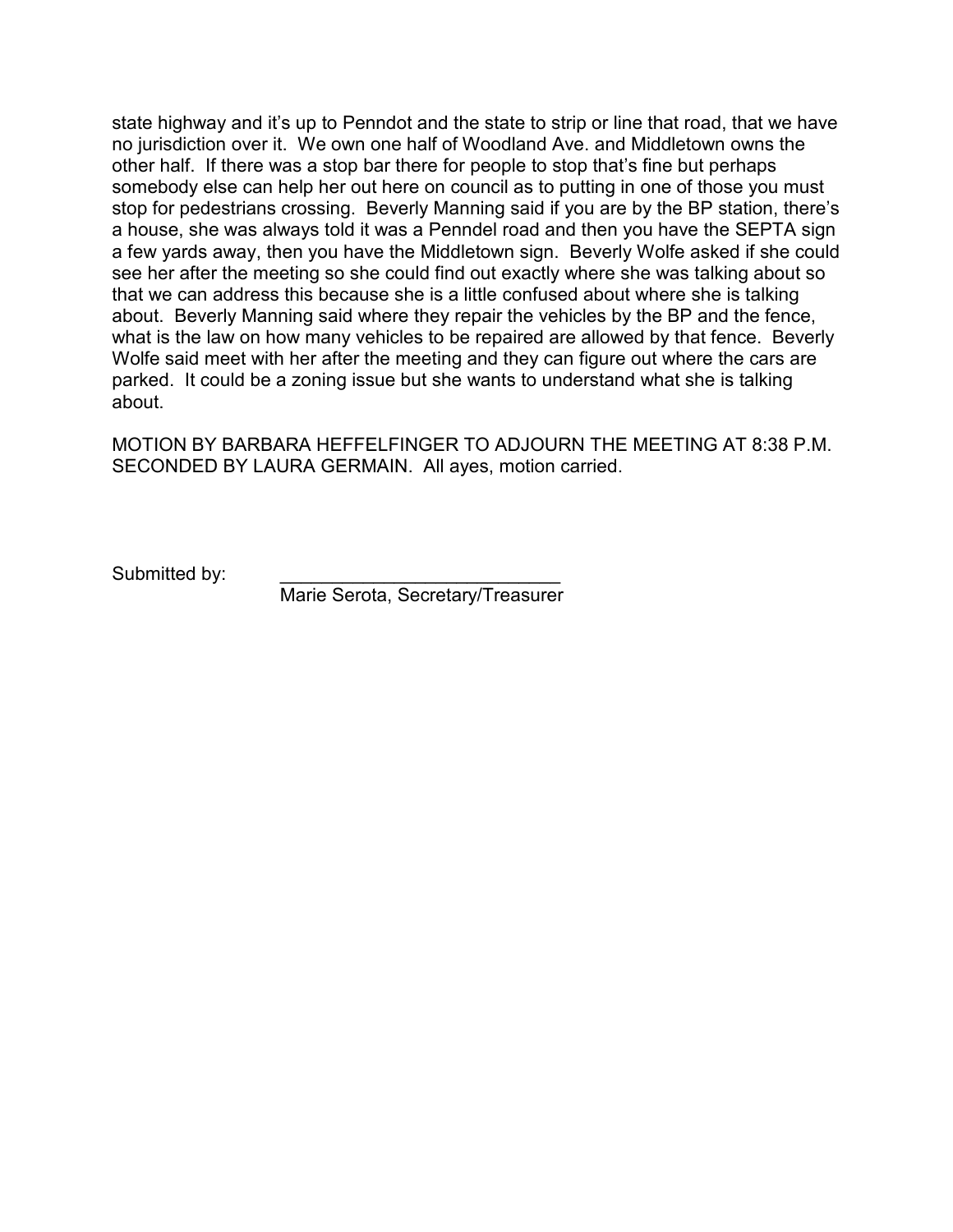state highway and it's up to Penndot and the state to strip or line that road, that we have no jurisdiction over it. We own one half of Woodland Ave. and Middletown owns the other half. If there was a stop bar there for people to stop that's fine but perhaps somebody else can help her out here on council as to putting in one of those you must stop for pedestrians crossing. Beverly Manning said if you are by the BP station, there's a house, she was always told it was a Penndel road and then you have the SEPTA sign a few yards away, then you have the Middletown sign. Beverly Wolfe asked if she could see her after the meeting so she could find out exactly where she was talking about so that we can address this because she is a little confused about where she is talking about. Beverly Manning said where they repair the vehicles by the BP and the fence, what is the law on how many vehicles to be repaired are allowed by that fence. Beverly Wolfe said meet with her after the meeting and they can figure out where the cars are parked. It could be a zoning issue but she wants to understand what she is talking about.

MOTION BY BARBARA HEFFELFINGER TO ADJOURN THE MEETING AT 8:38 P.M. SECONDED BY LAURA GERMAIN. All ayes, motion carried.

Submitted by: \_\_\_\_\_\_\_\_\_\_\_\_\_\_\_\_\_\_\_\_\_\_\_\_\_\_\_

Marie Serota, Secretary/Treasurer